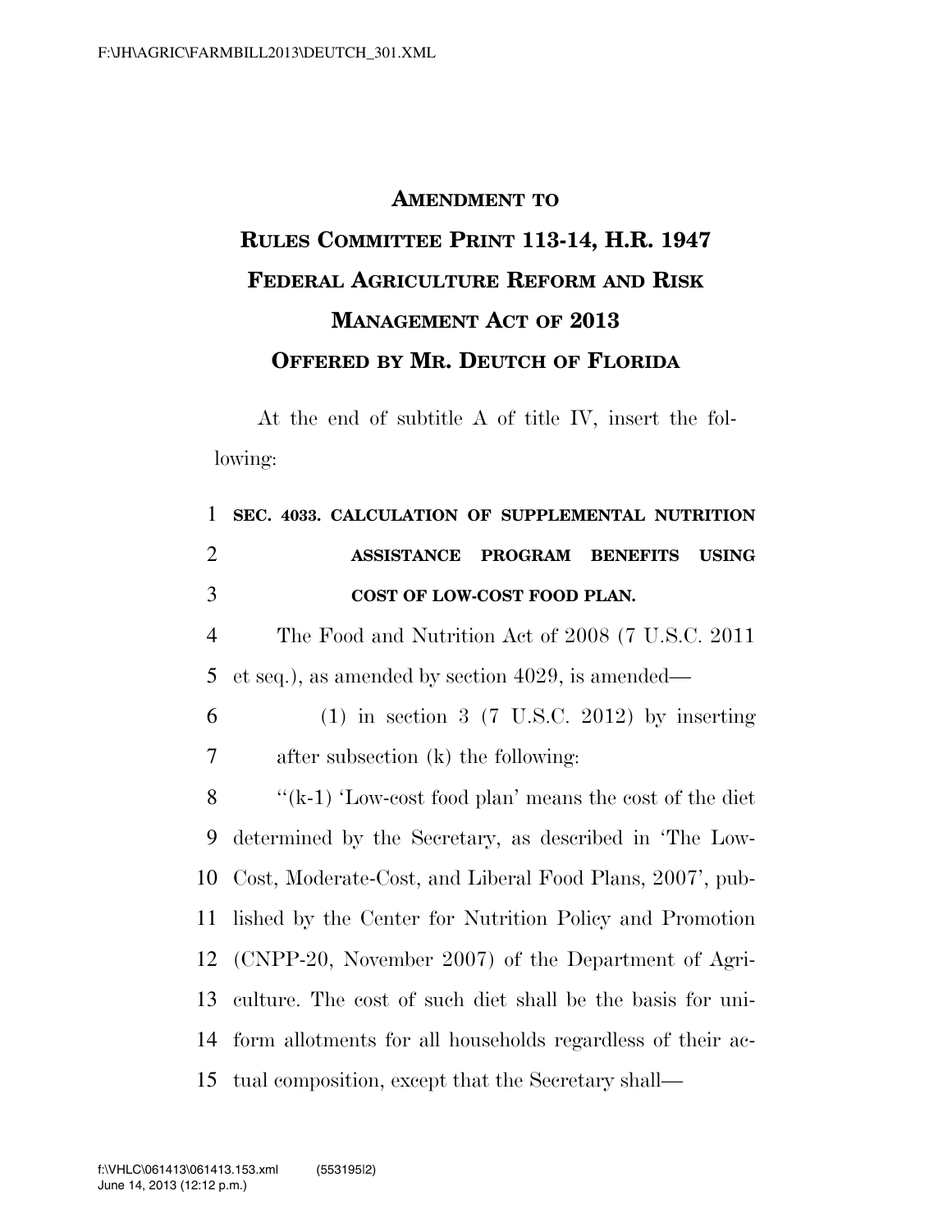# AMENDMENT TO RULES COMMITTEE PRINT 113-14, H.R. 1947 FEDERAL AGRICULTURE REFORM AND RISK MANAGEMENT ACT OF 2013

## OFFERED BY MR. DEUTCH OF FLORIDA

At the end of subtitle A of title IV, insert the following:

**SEC. 4033. CALCULATION OF SUPPLEMENTAL NUTRITION ASSISTANCE PROGRAM BENEFITS USING COST OF LOW-COST FOOD PLAN.**

The Food and Nutrition Act of 2008 (7 U.S.C. 2011 et seq.), as amended by section 4029, is amended—

(1) in section 3 (7 U.S.C. 2012) by inserting after subsection (k) the following:

''(k-1) 'Low-cost food plan' means the cost of the diet determined by the Secretary, as described in 'The Low-Cost, Moderate-Cost, and Liberal Food Plans, 2007', published by the Center for Nutrition Policy and Promotion (CNPP-20, November 2007) of the Department of Agriculture. The cost of such diet shall be the basis for uniform allotments for all households regardless of their actual composition, except that the Secretary shall—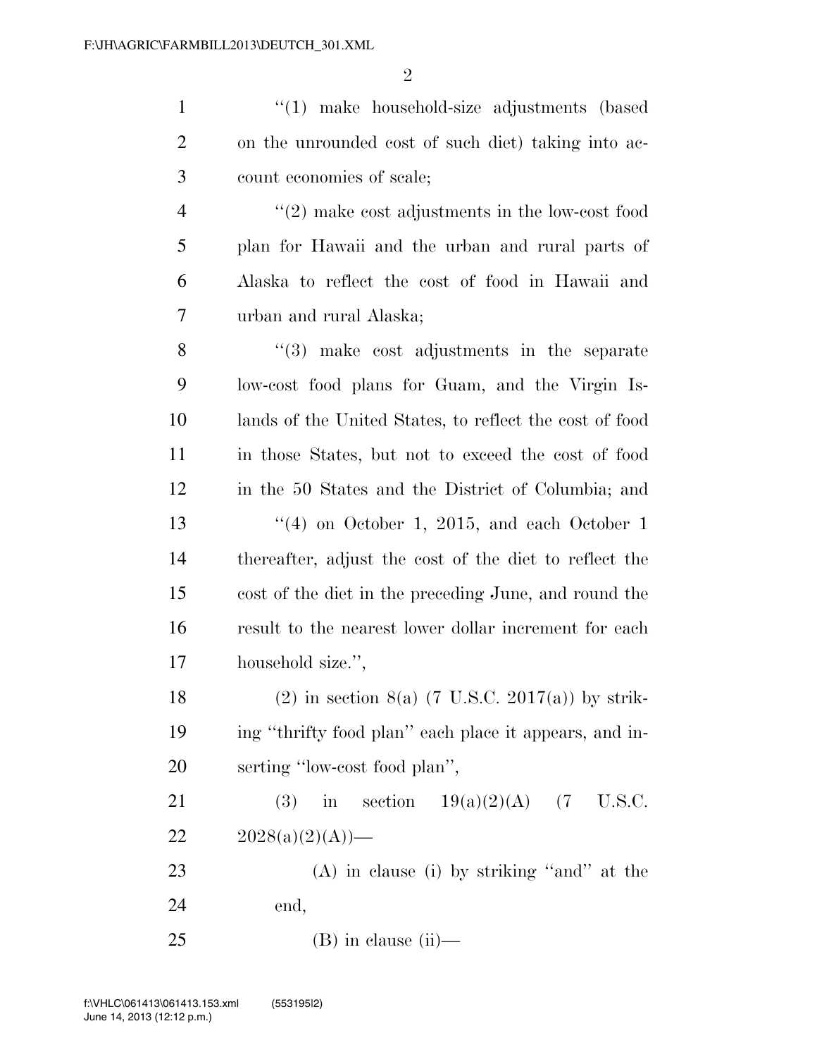''(1) make household-size adjustments (based on the unrounded cost of such diet) taking into account economies of scale;

''(2) make cost adjustments in the low-cost food plan for Hawaii and the urban and rural parts of Alaska to reflect the cost of food in Hawaii and urban and rural Alaska;

''(3) make cost adjustments in the separate low-cost food plans for Guam, and the Virgin Islands of the United States, to reflect the cost of food in those States, but not to exceed the cost of food in the 50 States and the District of Columbia; and

''(4) on October 1, 2015, and each October 1 thereafter, adjust the cost of the diet to reflect the cost of the diet in the preceding June, and round the result to the nearest lower dollar increment for each household size.'',

(2) in section 8(a) (7 U.S.C. 2017(a)) by striking ''thrifty food plan'' each place it appears, and inserting ''low-cost food plan'',

(3) in section 19(a)(2)(A) (7 U.S.C. 2028(a)(2)(A))—

(A) in clause (i) by striking ''and'' at the end,

(B) in clause (ii)—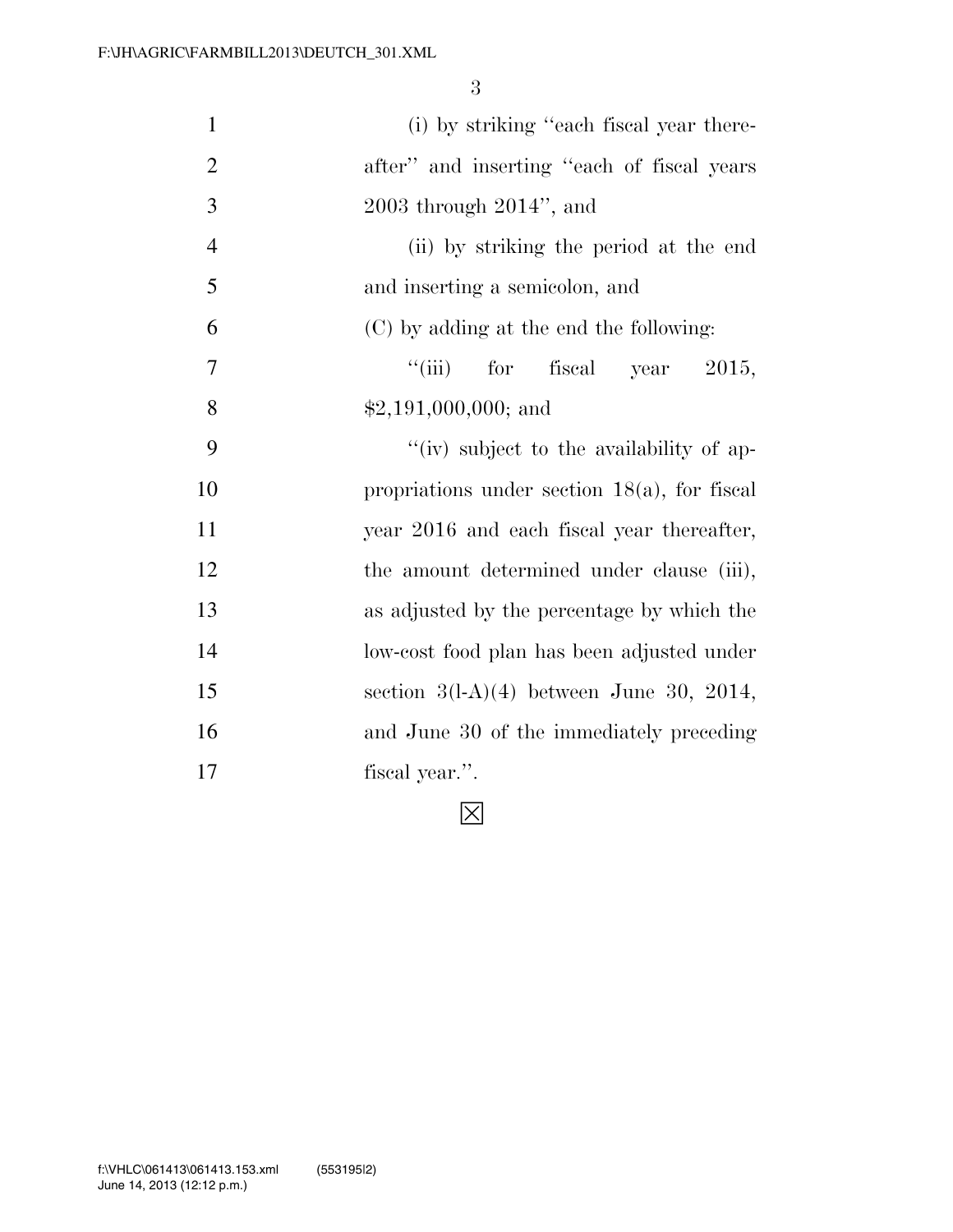(i) by striking "each fiscal year thereafter" and inserting "each of fiscal years 2003 through 2014", and

(ii) by striking the period at the end and inserting a semicolon, and

(C) by adding at the end the following:

"(iii) for fiscal year 2015, $2,191,000,000; and

"(iv) subject to the availability of appropriations under section 18(a), for fiscal year 2016 and each fiscal year thereafter, the amount determined under clause (iii), as adjusted by the percentage by which the low-cost food plan has been adjusted under section 3(l-A)(4) between June 30, 2014, and June 30 of the immediately preceding fiscal year.".